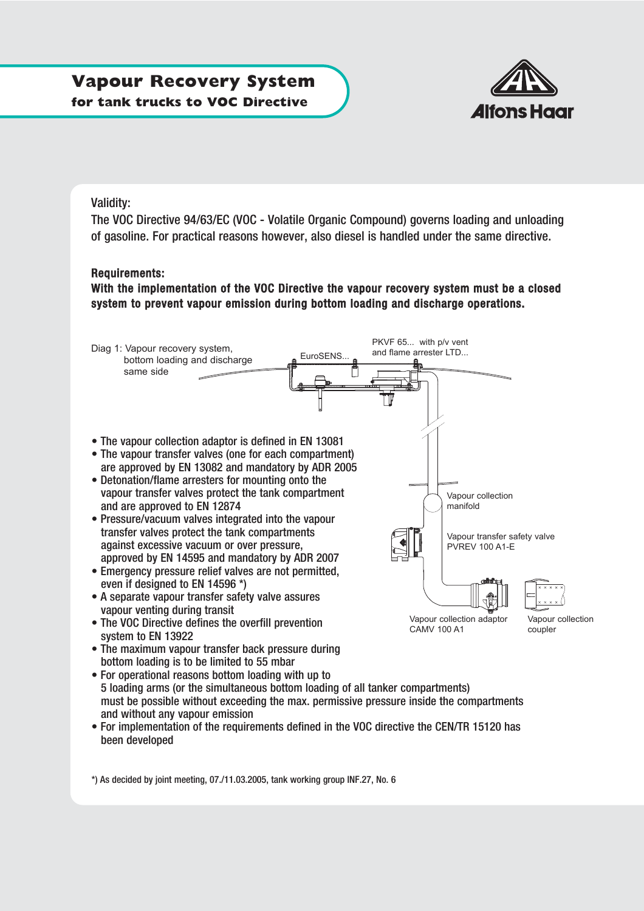# Vapour Recovery System

## for tank trucks to VOC Directive

Alfons Haar

Validity:

The VOC Directive 94/63/EC (VOC - Volatile Organic Compound) governs loading and unloading of gasoline. For practical reasons however, also diesel is handled under the same directive.

**Requirements:**

**With the implementation of the VOC Directive the vapour recovery system must be a closed system to prevent vapour emission during bottom loading and discharge operations.**

Diag 1: Vapour recovery system, bottom loading and discharge same side

EuroSENS...

PKVF 65... with p/v vent and flame arrester LTD...

Vapour collection manifold

Vapour transfer safety valve PVREV 100 A1-E

Vapour collection adaptor CAMV 100 A1

Vapour collection coupler

- The vapour collection adaptor is defined in EN 13081
- The vapour transfer valves (one for each compartment) are approved by EN 13082 and mandatory by ADR 2005
- Detonation/flame arresters for mounting onto the vapour transfer valves protect the tank compartment and are approved to EN 12874
- Pressure/vacuum valves integrated into the vapour transfer valves protect the tank compartments against excessive vacuum or over pressure, approved by EN 14595 and mandatory by ADR 2007
- Emergency pressure relief valves are not permitted, even if designed to EN 14596 *)
- A separate vapour transfer safety valve assures vapour venting during transit
- The VOC Directive defines the overfill prevention system to EN 13922
- The maximum vapour transfer back pressure during bottom loading is to be limited to 55 mbar
- For operational reasons bottom loading with up to 5 loading arms (or the simultaneous bottom loading of all tanker compartments) must be possible without exceeding the max. permissive pressure inside the compartments and without any vapour emission
- For implementation of the requirements defined in the VOC directive the CEN/TR 15120 has been developed

*) As decided by joint meeting, 07./11.03.2005, tank working group INF.27, No. 6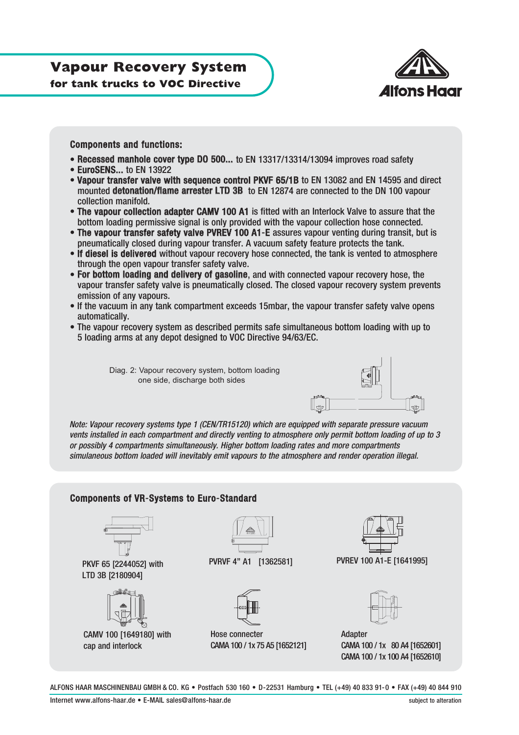# Vapour Recovery System
## for tank trucks to VOC Directive

**Components and functions:**

- **Recessed manhole cover type DO 500...** to EN 13317/13314/13094 improves road safety
- **EuroSENS...** to EN 13922
- **Vapour transfer valve with sequence control PKVF 65/1B** to EN 13082 and EN 14595 and direct mounted **detonation/flame arrester LTD 3B** to EN 12874 are connected to the DN 100 vapour collection manifold.
- **The vapour collection adapter CAMV 100 A1** is fitted with an Interlock Valve to assure that the bottom loading permissive signal is only provided with the vapour collection hose connected.
- **The vapour transfer safety valve PVREV 100 A1-E** assures vapour venting during transit, but is pneumatically closed during vapour transfer. A vacuum safety feature protects the tank.
- **If diesel is delivered** without vapour recovery hose connected, the tank is vented to atmosphere through the open vapour transfer safety valve.
- **For bottom loading and delivery of gasoline**, and with connected vapour recovery hose, the vapour transfer safety valve is pneumatically closed. The closed vapour recovery system prevents emission of any vapours.
- If the vacuum in any tank compartment exceeds 15mbar, the vapour transfer safety valve opens automatically.
- The vapour recovery system as described permits safe simultaneous bottom loading with up to 5 loading arms at any depot designed to VOC Directive 94/63/EC.

Diag. 2: Vapour recovery system, bottom loading one side, discharge both sides

*Note: Vapour recovery systems type 1 (CEN/TR15120) which are equipped with separate pressure vacuum vents installed in each compartment and directly venting to atmosphere only permit bottom loading of up to 3 or possibly 4 compartments simultaneously. Higher bottom loading rates and more compartments simulaneous bottom loaded will inevitably emit vapours to the atmosphere and render operation illegal.*

**Components of VR-Systems to Euro-Standard**

PKVF 65 [2244052] with LTD 3B [2180904]

PVRVF 4" A1 [1362581]

PVREV 100 A1-E [1641995]

CAMV 100 [1649180] with cap and interlock

Hose connecter
CAMA 100 / 1x 75 A5 [1652121]

Adapter
CAMA 100 / 1x 80 A4 [1652601]
CAMA 100 / 1x 100 A4 [1652610]

ALFONS HAAR MASCHINENBAU GMBH & CO. KG • Postfach 530 160 • D-22531 Hamburg • TEL (+49) 40 833 91-0 • FAX (+49) 40 844 910
Internet www.alfons-haar.de • E-MAIL sales@alfons-haar.de

subject to alteration